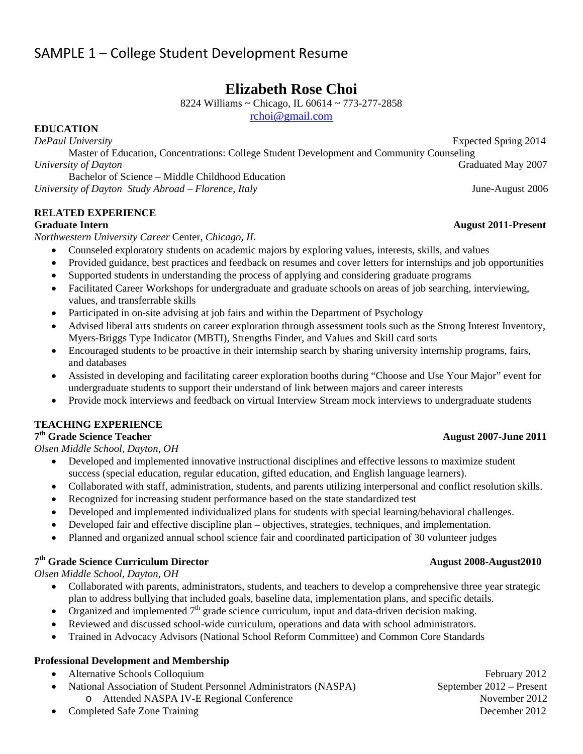# SAMPLE 1 – College Student Development Resume

## Elizabeth Rose Choi

8224 Williams ~ Chicago, IL 60614 ~ 773-277-2858
rchoi@gmail.com

**EDUCATION**

*DePaul University* — Expected Spring 2014
Master of Education, Concentrations: College Student Development and Community Counseling

*University of Dayton* — Graduated May 2007
Bachelor of Science – Middle Childhood Education

*University of Dayton Study Abroad – Florence, Italy* — June-August 2006

**RELATED EXPERIENCE**

**Graduate Intern** — **August 2011-Present**
*Northwestern University Career* Center*, Chicago, IL*

- Counseled exploratory students on academic majors by exploring values, interests, skills, and values
- Provided guidance, best practices and feedback on resumes and cover letters for internships and job opportunities
- Supported students in understanding the process of applying and considering graduate programs
- Facilitated Career Workshops for undergraduate and graduate schools on areas of job searching, interviewing, values, and transferrable skills
- Participated in on-site advising at job fairs and within the Department of Psychology
- Advised liberal arts students on career exploration through assessment tools such as the Strong Interest Inventory, Myers-Briggs Type Indicator (MBTI), Strengths Finder, and Values and Skill card sorts
- Encouraged students to be proactive in their internship search by sharing university internship programs, fairs, and databases
- Assisted in developing and facilitating career exploration booths during "Choose and Use Your Major" event for undergraduate students to support their understand of link between majors and career interests
- Provide mock interviews and feedback on virtual Interview Stream mock interviews to undergraduate students

**TEACHING EXPERIENCE**

**7th Grade Science Teacher** — **August 2007-June 2011**
*Olsen Middle School, Dayton, OH*

- Developed and implemented innovative instructional disciplines and effective lessons to maximize student success (special education, regular education, gifted education, and English language learners).
- Collaborated with staff, administration, students, and parents utilizing interpersonal and conflict resolution skills.
- Recognized for increasing student performance based on the state standardized test
- Developed and implemented individualized plans for students with special learning/behavioral challenges.
- Developed fair and effective discipline plan – objectives, strategies, techniques, and implementation.
- Planned and organized annual school science fair and coordinated participation of 30 volunteer judges

**7th Grade Science Curriculum Director** — **August 2008-August2010**
*Olsen Middle School, Dayton, OH*

- Collaborated with parents, administrators, students, and teachers to develop a comprehensive three year strategic plan to address bullying that included goals, baseline data, implementation plans, and specific details.
- Organized and implemented 7th grade science curriculum, input and data-driven decision making.
- Reviewed and discussed school-wide curriculum, operations and data with school administrators.
- Trained in Advocacy Advisors (National School Reform Committee) and Common Core Standards

**Professional Development and Membership**

- Alternative Schools Colloquium — February 2012
- National Association of Student Personnel Administrators (NASPA) — September 2012 – Present
  - Attended NASPA IV-E Regional Conference — November 2012
- Completed Safe Zone Training — December 2012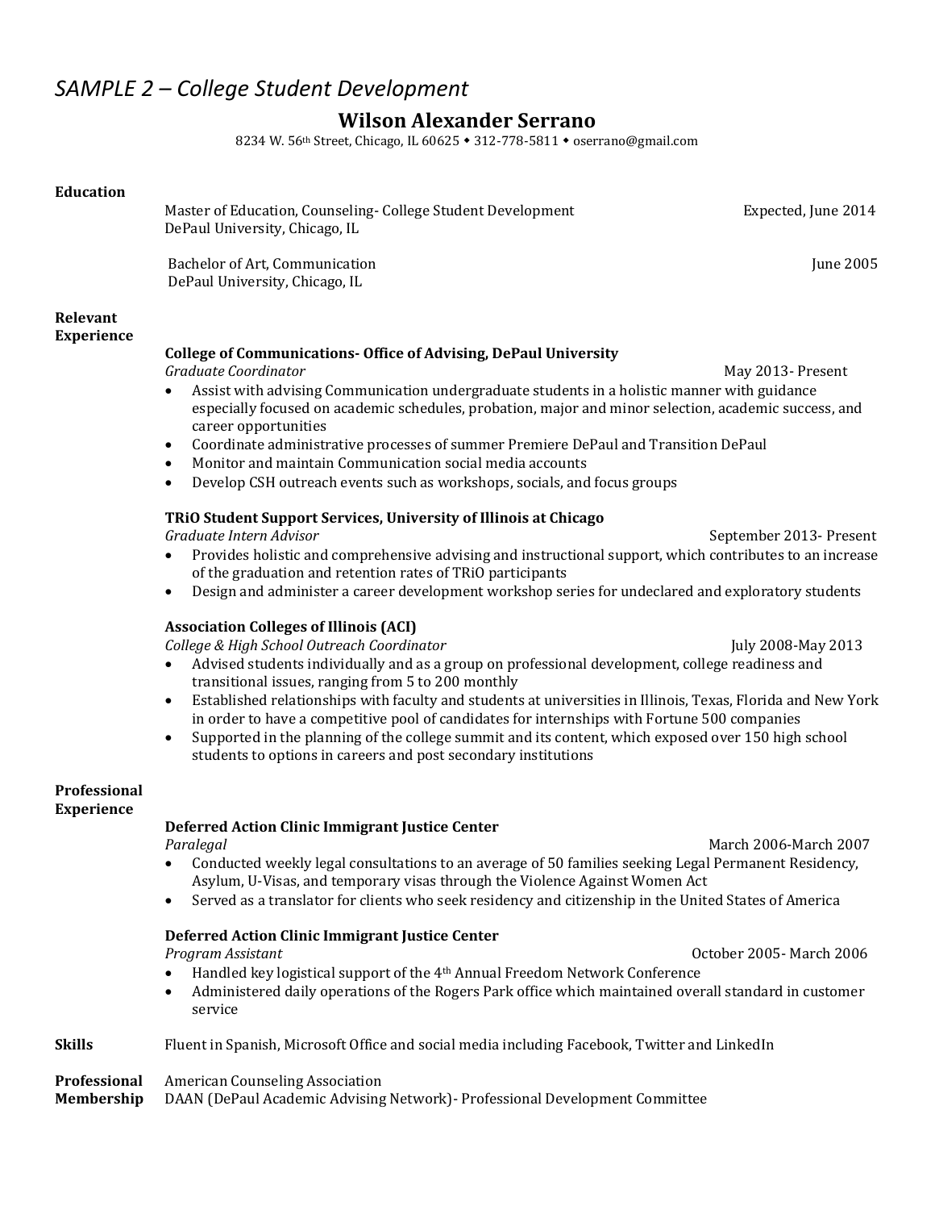*SAMPLE 2 – College Student Development*

# Wilson Alexander Serrano

8234 W. 56th Street, Chicago, IL 60625 ◆ 312-778-5811 ◆ oserrano@gmail.com

## Education

Master of Education, Counseling- College Student Development — Expected, June 2014
DePaul University, Chicago, IL

Bachelor of Art, Communication — June 2005
DePaul University, Chicago, IL

## Relevant Experience

**College of Communications- Office of Advising, DePaul University**
*Graduate Coordinator* — May 2013- Present

- Assist with advising Communication undergraduate students in a holistic manner with guidance especially focused on academic schedules, probation, major and minor selection, academic success, and career opportunities
- Coordinate administrative processes of summer Premiere DePaul and Transition DePaul
- Monitor and maintain Communication social media accounts
- Develop CSH outreach events such as workshops, socials, and focus groups

**TRiO Student Support Services, University of Illinois at Chicago**
*Graduate Intern Advisor* — September 2013- Present

- Provides holistic and comprehensive advising and instructional support, which contributes to an increase of the graduation and retention rates of TRiO participants
- Design and administer a career development workshop series for undeclared and exploratory students

**Association Colleges of Illinois (ACI)**
*College & High School Outreach Coordinator* — July 2008-May 2013

- Advised students individually and as a group on professional development, college readiness and transitional issues, ranging from 5 to 200 monthly
- Established relationships with faculty and students at universities in Illinois, Texas, Florida and New York in order to have a competitive pool of candidates for internships with Fortune 500 companies
- Supported in the planning of the college summit and its content, which exposed over 150 high school students to options in careers and post secondary institutions

## Professional Experience

**Deferred Action Clinic Immigrant Justice Center**
*Paralegal* — March 2006-March 2007

- Conducted weekly legal consultations to an average of 50 families seeking Legal Permanent Residency, Asylum, U-Visas, and temporary visas through the Violence Against Women Act
- Served as a translator for clients who seek residency and citizenship in the United States of America

**Deferred Action Clinic Immigrant Justice Center**
*Program Assistant* — October 2005- March 2006

- Handled key logistical support of the 4th Annual Freedom Network Conference
- Administered daily operations of the Rogers Park office which maintained overall standard in customer service

## Skills

Fluent in Spanish, Microsoft Office and social media including Facebook, Twitter and LinkedIn

## Professional Membership

American Counseling Association
DAAN (DePaul Academic Advising Network)- Professional Development Committee